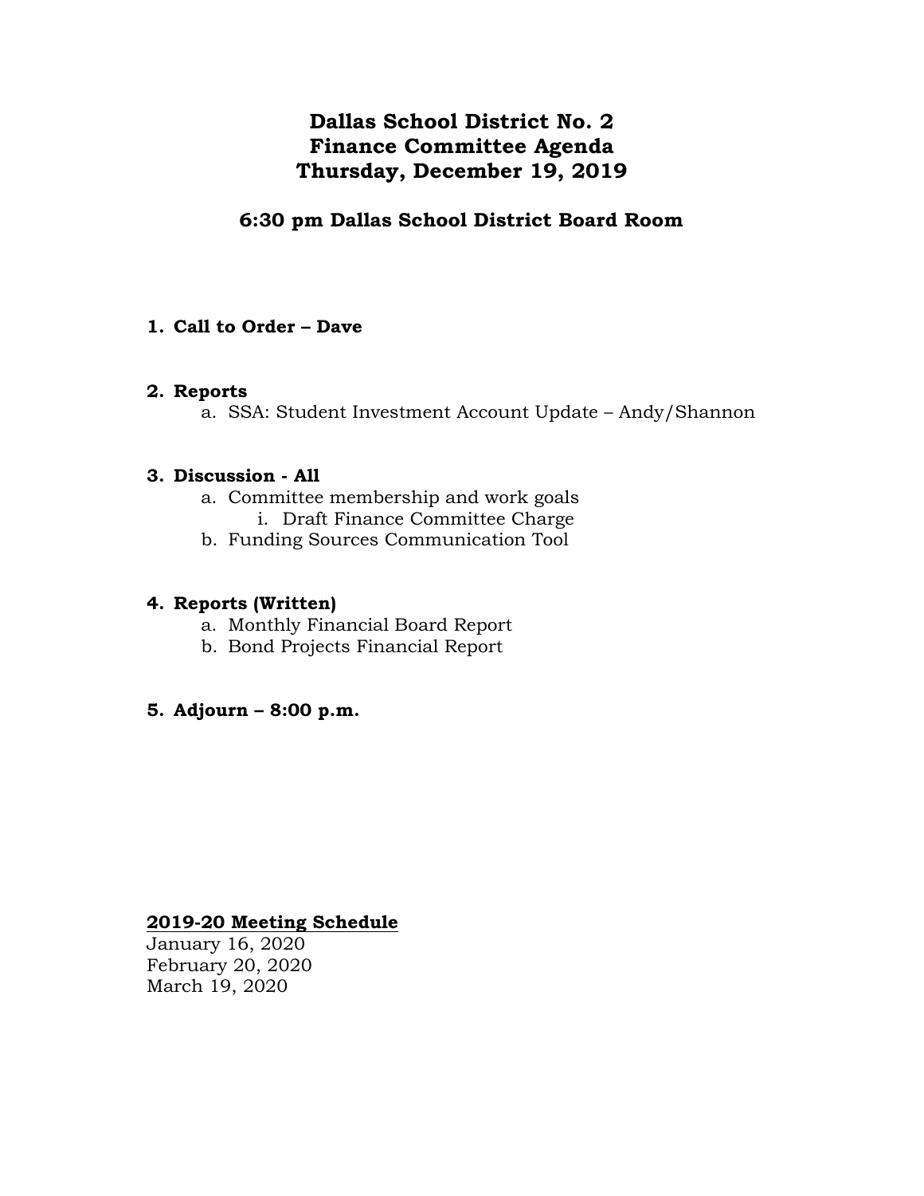# Dallas School District No. 2
# Finance Committee Agenda
# Thursday, December 19, 2019

## 6:30 pm Dallas School District Board Room

1. **Call to Order – Dave**

2. **Reports**
   a. SSA: Student Investment Account Update – Andy/Shannon

3. **Discussion - All**
   a. Committee membership and work goals
      i. Draft Finance Committee Charge
   b. Funding Sources Communication Tool

4. **Reports (Written)**
   a. Monthly Financial Board Report
   b. Bond Projects Financial Report

5. **Adjourn – 8:00 p.m.**

**2019-20 Meeting Schedule**

January 16, 2020
February 20, 2020
March 19, 2020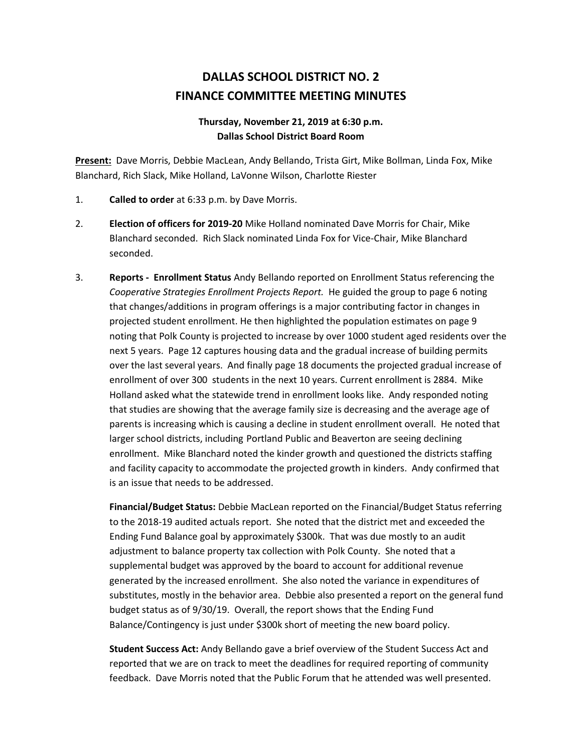# DALLAS SCHOOL DISTRICT NO. 2
# FINANCE COMMITTEE MEETING MINUTES

**Thursday, November 21, 2019 at 6:30 p.m.**
**Dallas School District Board Room**

**Present:** Dave Morris, Debbie MacLean, Andy Bellando, Trista Girt, Mike Bollman, Linda Fox, Mike Blanchard, Rich Slack, Mike Holland, LaVonne Wilson, Charlotte Riester

1. **Called to order** at 6:33 p.m. by Dave Morris.

2. **Election of officers for 2019-20** Mike Holland nominated Dave Morris for Chair, Mike Blanchard seconded. Rich Slack nominated Linda Fox for Vice-Chair, Mike Blanchard seconded.

3. **Reports - Enrollment Status** Andy Bellando reported on Enrollment Status referencing the *Cooperative Strategies Enrollment Projects Report.* He guided the group to page 6 noting that changes/additions in program offerings is a major contributing factor in changes in projected student enrollment. He then highlighted the population estimates on page 9 noting that Polk County is projected to increase by over 1000 student aged residents over the next 5 years. Page 12 captures housing data and the gradual increase of building permits over the last several years. And finally page 18 documents the projected gradual increase of enrollment of over 300 students in the next 10 years. Current enrollment is 2884. Mike Holland asked what the statewide trend in enrollment looks like. Andy responded noting that studies are showing that the average family size is decreasing and the average age of parents is increasing which is causing a decline in student enrollment overall. He noted that larger school districts, including Portland Public and Beaverton are seeing declining enrollment. Mike Blanchard noted the kinder growth and questioned the districts staffing and facility capacity to accommodate the projected growth in kinders. Andy confirmed that is an issue that needs to be addressed.

   **Financial/Budget Status:** Debbie MacLean reported on the Financial/Budget Status referring to the 2018-19 audited actuals report. She noted that the district met and exceeded the Ending Fund Balance goal by approximately $300k. That was due mostly to an audit adjustment to balance property tax collection with Polk County. She noted that a supplemental budget was approved by the board to account for additional revenue generated by the increased enrollment. She also noted the variance in expenditures of substitutes, mostly in the behavior area. Debbie also presented a report on the general fund budget status as of 9/30/19. Overall, the report shows that the Ending Fund Balance/Contingency is just under $300k short of meeting the new board policy.

   **Student Success Act:** Andy Bellando gave a brief overview of the Student Success Act and reported that we are on track to meet the deadlines for required reporting of community feedback. Dave Morris noted that the Public Forum that he attended was well presented.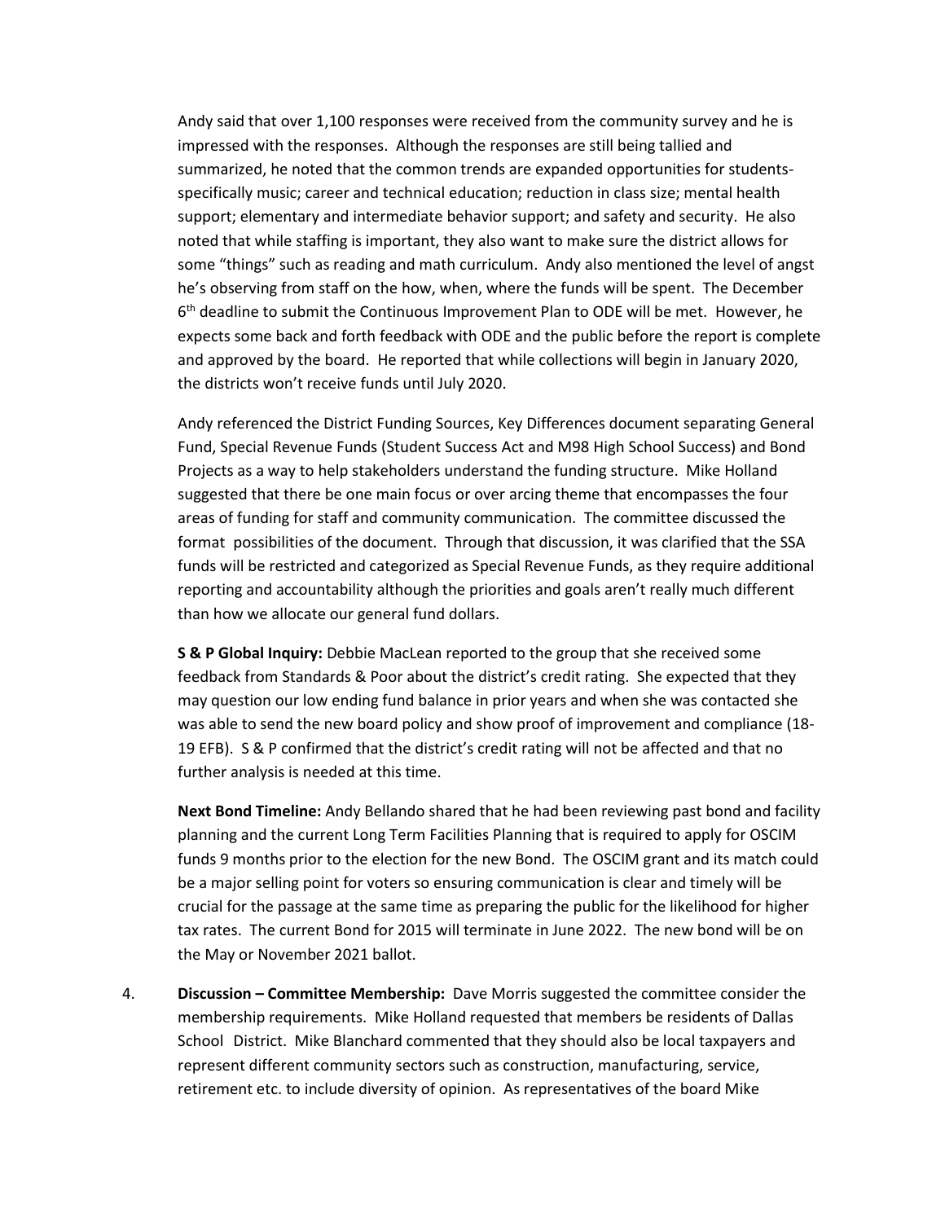Andy said that over 1,100 responses were received from the community survey and he is impressed with the responses. Although the responses are still being tallied and summarized, he noted that the common trends are expanded opportunities for students-specifically music; career and technical education; reduction in class size; mental health support; elementary and intermediate behavior support; and safety and security. He also noted that while staffing is important, they also want to make sure the district allows for some "things" such as reading and math curriculum. Andy also mentioned the level of angst he's observing from staff on the how, when, where the funds will be spent. The December 6th deadline to submit the Continuous Improvement Plan to ODE will be met. However, he expects some back and forth feedback with ODE and the public before the report is complete and approved by the board. He reported that while collections will begin in January 2020, the districts won't receive funds until July 2020.

Andy referenced the District Funding Sources, Key Differences document separating General Fund, Special Revenue Funds (Student Success Act and M98 High School Success) and Bond Projects as a way to help stakeholders understand the funding structure. Mike Holland suggested that there be one main focus or over arcing theme that encompasses the four areas of funding for staff and community communication. The committee discussed the format possibilities of the document. Through that discussion, it was clarified that the SSA funds will be restricted and categorized as Special Revenue Funds, as they require additional reporting and accountability although the priorities and goals aren't really much different than how we allocate our general fund dollars.

**S & P Global Inquiry:** Debbie MacLean reported to the group that she received some feedback from Standards & Poor about the district's credit rating. She expected that they may question our low ending fund balance in prior years and when she was contacted she was able to send the new board policy and show proof of improvement and compliance (18-19 EFB). S & P confirmed that the district's credit rating will not be affected and that no further analysis is needed at this time.

**Next Bond Timeline:** Andy Bellando shared that he had been reviewing past bond and facility planning and the current Long Term Facilities Planning that is required to apply for OSCIM funds 9 months prior to the election for the new Bond. The OSCIM grant and its match could be a major selling point for voters so ensuring communication is clear and timely will be crucial for the passage at the same time as preparing the public for the likelihood for higher tax rates. The current Bond for 2015 will terminate in June 2022. The new bond will be on the May or November 2021 ballot.

4. **Discussion – Committee Membership:** Dave Morris suggested the committee consider the membership requirements. Mike Holland requested that members be residents of Dallas School District. Mike Blanchard commented that they should also be local taxpayers and represent different community sectors such as construction, manufacturing, service, retirement etc. to include diversity of opinion. As representatives of the board Mike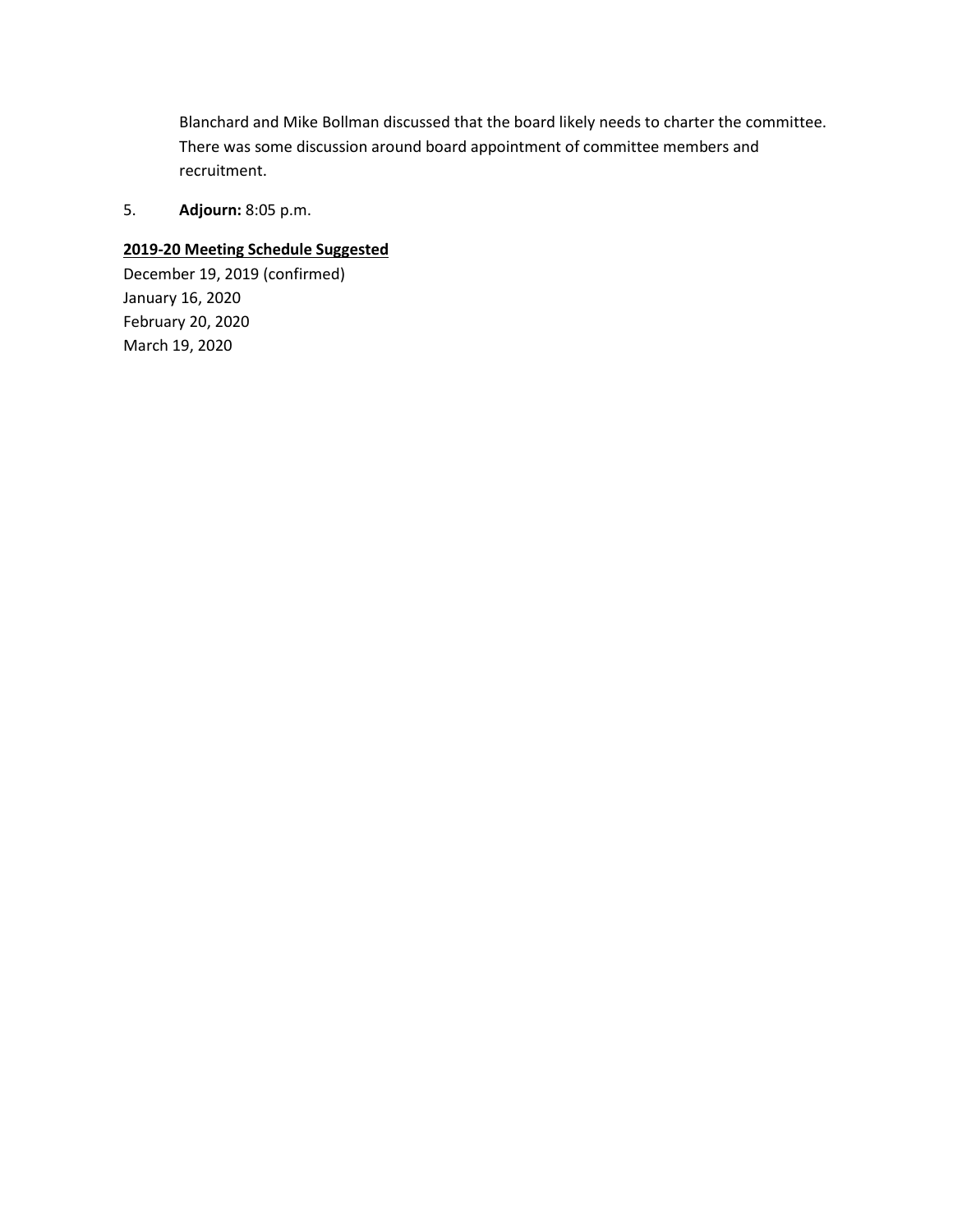Blanchard and Mike Bollman discussed that the board likely needs to charter the committee. There was some discussion around board appointment of committee members and recruitment.

5. **Adjourn:** 8:05 p.m.

**2019-20 Meeting Schedule Suggested**

December 19, 2019 (confirmed)
January 16, 2020
February 20, 2020
March 19, 2020